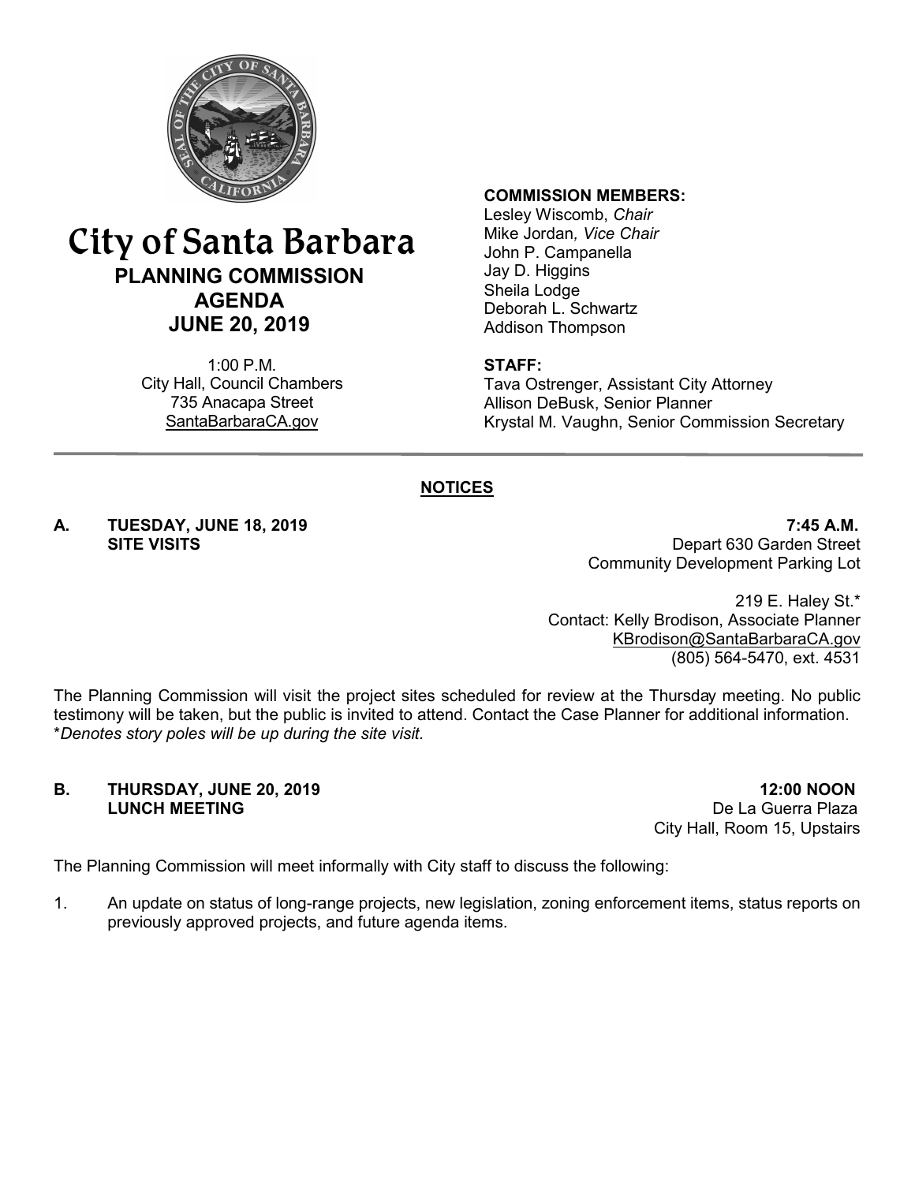# City of Santa Barbara

## PLANNING COMMISSION AGENDA

## JUNE 20, 2019

1:00 P.M.
City Hall, Council Chambers
735 Anacapa Street
SantaBarbaraCA.gov

**COMMISSION MEMBERS:**
Lesley Wiscomb, *Chair*
Mike Jordan, *Vice Chair*
John P. Campanella
Jay D. Higgins
Sheila Lodge
Deborah L. Schwartz
Addison Thompson

**STAFF:**
Tava Ostrenger, Assistant City Attorney
Allison DeBusk, Senior Planner
Krystal M. Vaughn, Senior Commission Secretary

---

## NOTICES

**A. TUESDAY, JUNE 18, 2019 — 7:45 A.M.**
**SITE VISITS**

Depart 630 Garden Street
Community Development Parking Lot

219 E. Haley St.*
Contact: Kelly Brodison, Associate Planner
KBrodison@SantaBarbaraCA.gov
(805) 564-5470, ext. 4531

The Planning Commission will visit the project sites scheduled for review at the Thursday meeting. No public testimony will be taken, but the public is invited to attend. Contact the Case Planner for additional information.
**Denotes story poles will be up during the site visit.*

**B. THURSDAY, JUNE 20, 2019 — 12:00 NOON**
**LUNCH MEETING**

De La Guerra Plaza
City Hall, Room 15, Upstairs

The Planning Commission will meet informally with City staff to discuss the following:

1. An update on status of long-range projects, new legislation, zoning enforcement items, status reports on previously approved projects, and future agenda items.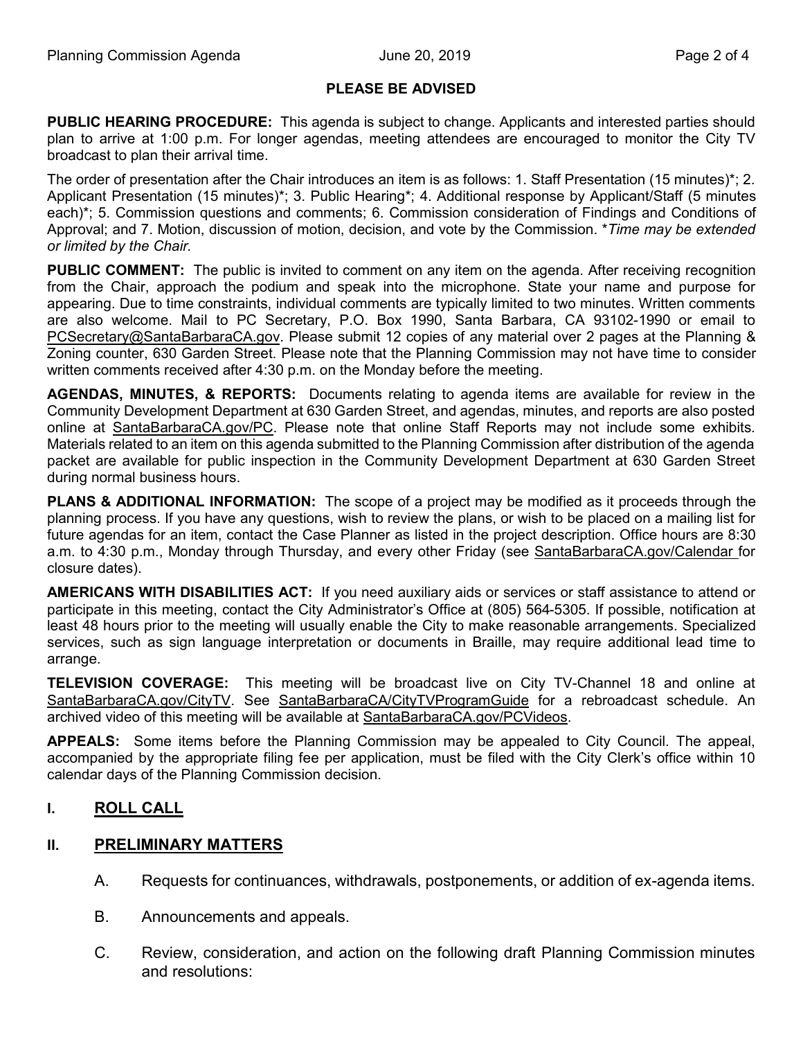**PLEASE BE ADVISED**

**PUBLIC HEARING PROCEDURE:** This agenda is subject to change. Applicants and interested parties should plan to arrive at 1:00 p.m. For longer agendas, meeting attendees are encouraged to monitor the City TV broadcast to plan their arrival time.

The order of presentation after the Chair introduces an item is as follows: 1. Staff Presentation (15 minutes)*; 2. Applicant Presentation (15 minutes)*; 3. Public Hearing*; 4. Additional response by Applicant/Staff (5 minutes each)*; 5. Commission questions and comments; 6. Commission consideration of Findings and Conditions of Approval; and 7. Motion, discussion of motion, decision, and vote by the Commission. **Time may be extended or limited by the Chair.*

**PUBLIC COMMENT:** The public is invited to comment on any item on the agenda. After receiving recognition from the Chair, approach the podium and speak into the microphone. State your name and purpose for appearing. Due to time constraints, individual comments are typically limited to two minutes. Written comments are also welcome. Mail to PC Secretary, P.O. Box 1990, Santa Barbara, CA 93102-1990 or email to PCSecretary@SantaBarbaraCA.gov. Please submit 12 copies of any material over 2 pages at the Planning & Zoning counter, 630 Garden Street. Please note that the Planning Commission may not have time to consider written comments received after 4:30 p.m. on the Monday before the meeting.

**AGENDAS, MINUTES, & REPORTS:** Documents relating to agenda items are available for review in the Community Development Department at 630 Garden Street, and agendas, minutes, and reports are also posted online at SantaBarbaraCA.gov/PC. Please note that online Staff Reports may not include some exhibits. Materials related to an item on this agenda submitted to the Planning Commission after distribution of the agenda packet are available for public inspection in the Community Development Department at 630 Garden Street during normal business hours.

**PLANS & ADDITIONAL INFORMATION:** The scope of a project may be modified as it proceeds through the planning process. If you have any questions, wish to review the plans, or wish to be placed on a mailing list for future agendas for an item, contact the Case Planner as listed in the project description. Office hours are 8:30 a.m. to 4:30 p.m., Monday through Thursday, and every other Friday (see SantaBarbaraCA.gov/Calendar for closure dates).

**AMERICANS WITH DISABILITIES ACT:** If you need auxiliary aids or services or staff assistance to attend or participate in this meeting, contact the City Administrator's Office at (805) 564-5305. If possible, notification at least 48 hours prior to the meeting will usually enable the City to make reasonable arrangements. Specialized services, such as sign language interpretation or documents in Braille, may require additional lead time to arrange.

**TELEVISION COVERAGE:** This meeting will be broadcast live on City TV-Channel 18 and online at SantaBarbaraCA.gov/CityTV. See SantaBarbaraCA/CityTVProgramGuide for a rebroadcast schedule. An archived video of this meeting will be available at SantaBarbaraCA.gov/PCVideos.

**APPEALS:** Some items before the Planning Commission may be appealed to City Council. The appeal, accompanied by the appropriate filing fee per application, must be filed with the City Clerk's office within 10 calendar days of the Planning Commission decision.

## I. ROLL CALL

## II. PRELIMINARY MATTERS

A. Requests for continuances, withdrawals, postponements, or addition of ex-agenda items.

B. Announcements and appeals.

C. Review, consideration, and action on the following draft Planning Commission minutes and resolutions: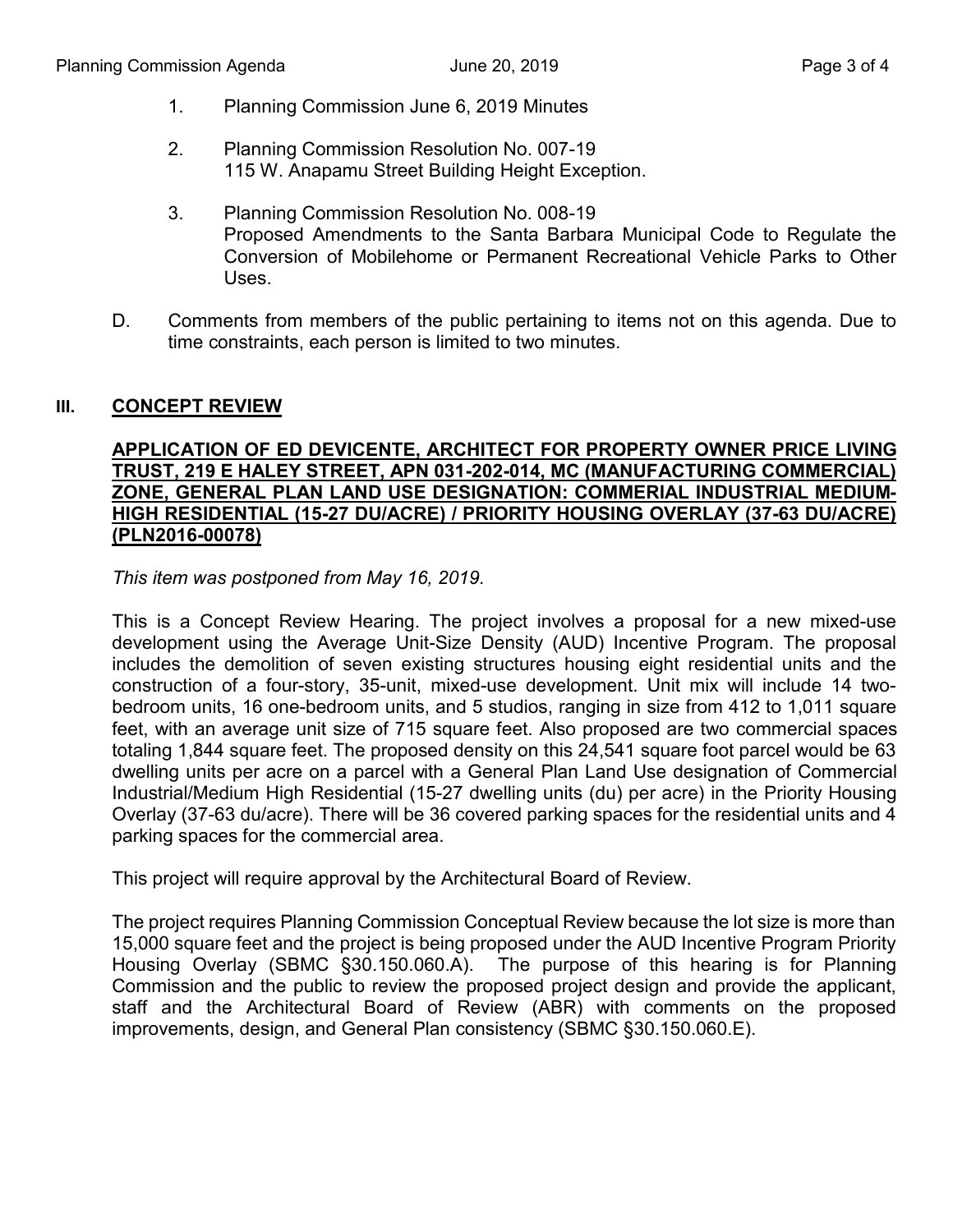1. Planning Commission June 6, 2019 Minutes

2. Planning Commission Resolution No. 007-19
   115 W. Anapamu Street Building Height Exception.

3. Planning Commission Resolution No. 008-19
   Proposed Amendments to the Santa Barbara Municipal Code to Regulate the Conversion of Mobilehome or Permanent Recreational Vehicle Parks to Other Uses.

D. Comments from members of the public pertaining to items not on this agenda. Due to time constraints, each person is limited to two minutes.

## III. CONCEPT REVIEW

**APPLICATION OF ED DEVICENTE, ARCHITECT FOR PROPERTY OWNER PRICE LIVING TRUST, 219 E HALEY STREET, APN 031-202-014, MC (MANUFACTURING COMMERCIAL) ZONE, GENERAL PLAN LAND USE DESIGNATION: COMMERIAL INDUSTRIAL MEDIUM-HIGH RESIDENTIAL (15-27 DU/ACRE) / PRIORITY HOUSING OVERLAY (37-63 DU/ACRE) (PLN2016-00078)**

*This item was postponed from May 16, 2019.*

This is a Concept Review Hearing. The project involves a proposal for a new mixed-use development using the Average Unit-Size Density (AUD) Incentive Program. The proposal includes the demolition of seven existing structures housing eight residential units and the construction of a four-story, 35-unit, mixed-use development. Unit mix will include 14 two-bedroom units, 16 one-bedroom units, and 5 studios, ranging in size from 412 to 1,011 square feet, with an average unit size of 715 square feet. Also proposed are two commercial spaces totaling 1,844 square feet. The proposed density on this 24,541 square foot parcel would be 63 dwelling units per acre on a parcel with a General Plan Land Use designation of Commercial Industrial/Medium High Residential (15-27 dwelling units (du) per acre) in the Priority Housing Overlay (37-63 du/acre). There will be 36 covered parking spaces for the residential units and 4 parking spaces for the commercial area.

This project will require approval by the Architectural Board of Review.

The project requires Planning Commission Conceptual Review because the lot size is more than 15,000 square feet and the project is being proposed under the AUD Incentive Program Priority Housing Overlay (SBMC §30.150.060.A). The purpose of this hearing is for Planning Commission and the public to review the proposed project design and provide the applicant, staff and the Architectural Board of Review (ABR) with comments on the proposed improvements, design, and General Plan consistency (SBMC §30.150.060.E).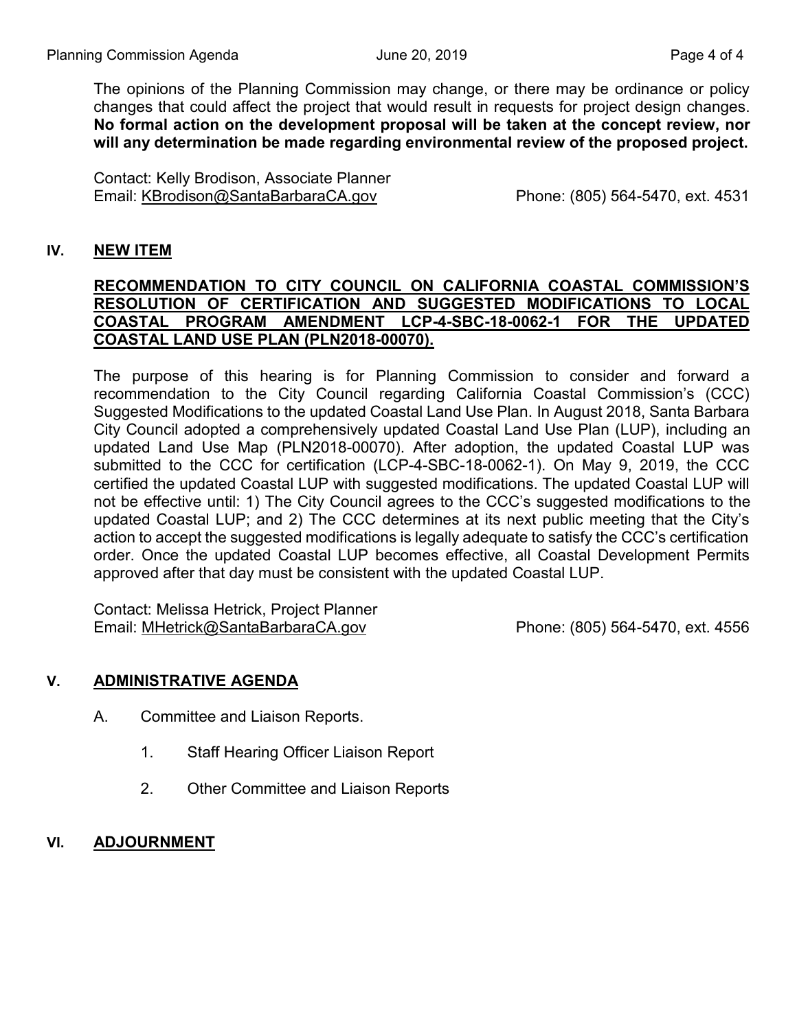The opinions of the Planning Commission may change, or there may be ordinance or policy changes that could affect the project that would result in requests for project design changes. **No formal action on the development proposal will be taken at the concept review, nor will any determination be made regarding environmental review of the proposed project.**

Contact: Kelly Brodison, Associate Planner
Email: KBrodison@SantaBarbaraCA.gov Phone: (805) 564-5470, ext. 4531

## IV. NEW ITEM

**RECOMMENDATION TO CITY COUNCIL ON CALIFORNIA COASTAL COMMISSION'S RESOLUTION OF CERTIFICATION AND SUGGESTED MODIFICATIONS TO LOCAL COASTAL PROGRAM AMENDMENT LCP-4-SBC-18-0062-1 FOR THE UPDATED COASTAL LAND USE PLAN (PLN2018-00070).**

The purpose of this hearing is for Planning Commission to consider and forward a recommendation to the City Council regarding California Coastal Commission's (CCC) Suggested Modifications to the updated Coastal Land Use Plan. In August 2018, Santa Barbara City Council adopted a comprehensively updated Coastal Land Use Plan (LUP), including an updated Land Use Map (PLN2018-00070). After adoption, the updated Coastal LUP was submitted to the CCC for certification (LCP-4-SBC-18-0062-1). On May 9, 2019, the CCC certified the updated Coastal LUP with suggested modifications. The updated Coastal LUP will not be effective until: 1) The City Council agrees to the CCC's suggested modifications to the updated Coastal LUP; and 2) The CCC determines at its next public meeting that the City's action to accept the suggested modifications is legally adequate to satisfy the CCC's certification order. Once the updated Coastal LUP becomes effective, all Coastal Development Permits approved after that day must be consistent with the updated Coastal LUP.

Contact: Melissa Hetrick, Project Planner
Email: MHetrick@SantaBarbaraCA.gov Phone: (805) 564-5470, ext. 4556

## V. ADMINISTRATIVE AGENDA

A. Committee and Liaison Reports.

1. Staff Hearing Officer Liaison Report
2. Other Committee and Liaison Reports

## VI. ADJOURNMENT